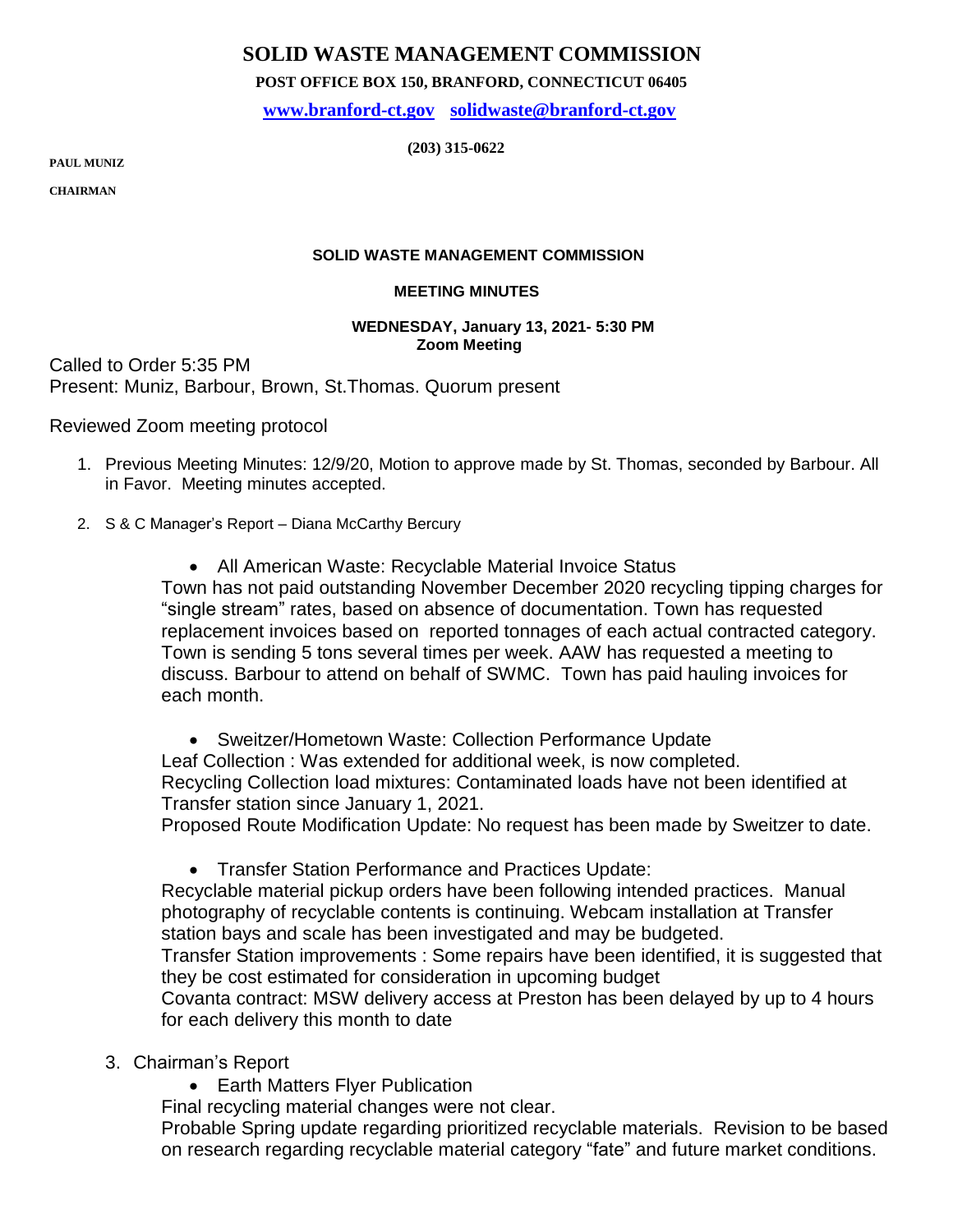# SOLID WASTE MANAGEMENT COMMISSION

**POST OFFICE BOX 150, BRANFORD, CONNECTICUT 06405**

**www.branford-ct.gov solidwaste@branford-ct.gov**

**(203) 315-0622**

**PAUL MUNIZ**

**CHAIRMAN**

## SOLID WASTE MANAGEMENT COMMISSION

### MEETING MINUTES

**WEDNESDAY, January 13, 2021- 5:30 PM**
**Zoom Meeting**

Called to Order 5:35 PM
Present: Muniz, Barbour, Brown, St.Thomas. Quorum present

Reviewed Zoom meeting protocol

1. Previous Meeting Minutes: 12/9/20, Motion to approve made by St. Thomas, seconded by Barbour. All in Favor. Meeting minutes accepted.

2. S & C Manager's Report – Diana McCarthy Bercury

   - All American Waste: Recyclable Material Invoice Status

   Town has not paid outstanding November December 2020 recycling tipping charges for "single stream" rates, based on absence of documentation. Town has requested replacement invoices based on reported tonnages of each actual contracted category. Town is sending 5 tons several times per week. AAW has requested a meeting to discuss. Barbour to attend on behalf of SWMC. Town has paid hauling invoices for each month.

   - Sweitzer/Hometown Waste: Collection Performance Update

   Leaf Collection : Was extended for additional week, is now completed.
   Recycling Collection load mixtures: Contaminated loads have not been identified at Transfer station since January 1, 2021.
   Proposed Route Modification Update: No request has been made by Sweitzer to date.

   - Transfer Station Performance and Practices Update:

   Recyclable material pickup orders have been following intended practices. Manual photography of recyclable contents is continuing. Webcam installation at Transfer station bays and scale has been investigated and may be budgeted.
   Transfer Station improvements : Some repairs have been identified, it is suggested that they be cost estimated for consideration in upcoming budget
   Covanta contract: MSW delivery access at Preston has been delayed by up to 4 hours for each delivery this month to date

3. Chairman's Report

   - Earth Matters Flyer Publication

   Final recycling material changes were not clear.
   Probable Spring update regarding prioritized recyclable materials. Revision to be based on research regarding recyclable material category "fate" and future market conditions.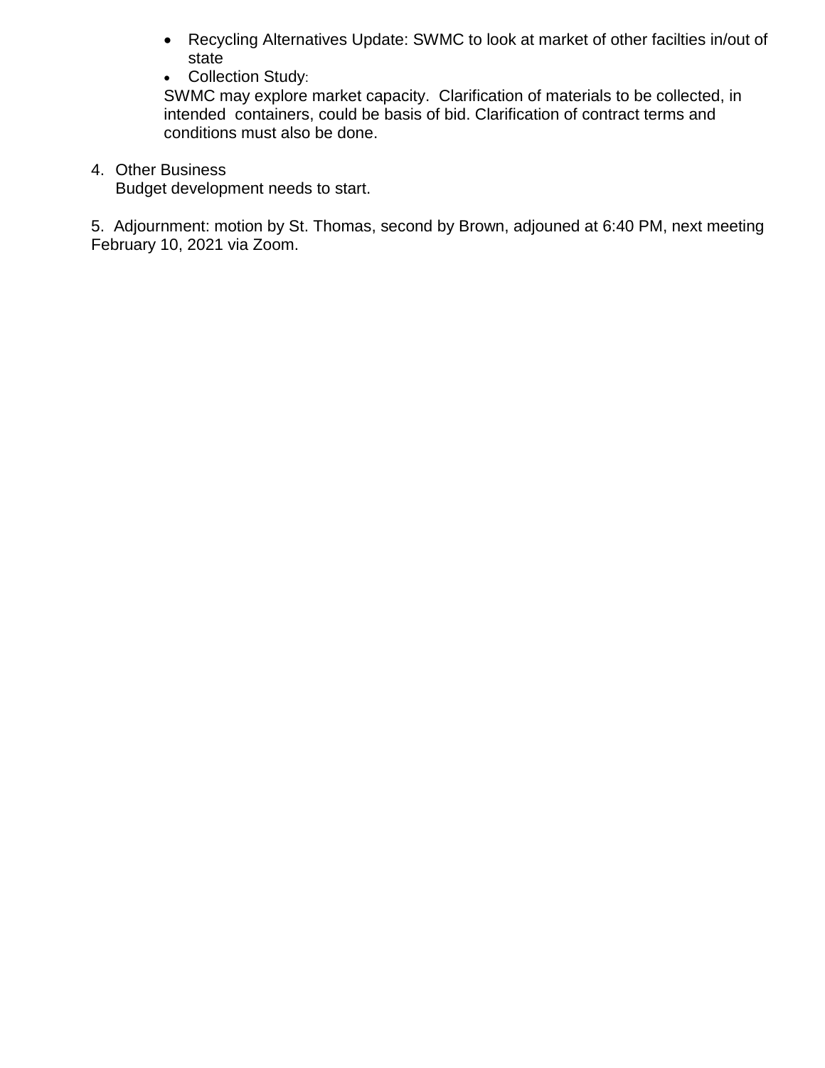- Recycling Alternatives Update: SWMC to look at market of other facilties in/out of state
- Collection Study:

  SWMC may explore market capacity. Clarification of materials to be collected, in intended containers, could be basis of bid. Clarification of contract terms and conditions must also be done.

4. Other Business

   Budget development needs to start.

5. Adjournment: motion by St. Thomas, second by Brown, adjouned at 6:40 PM, next meeting February 10, 2021 via Zoom.